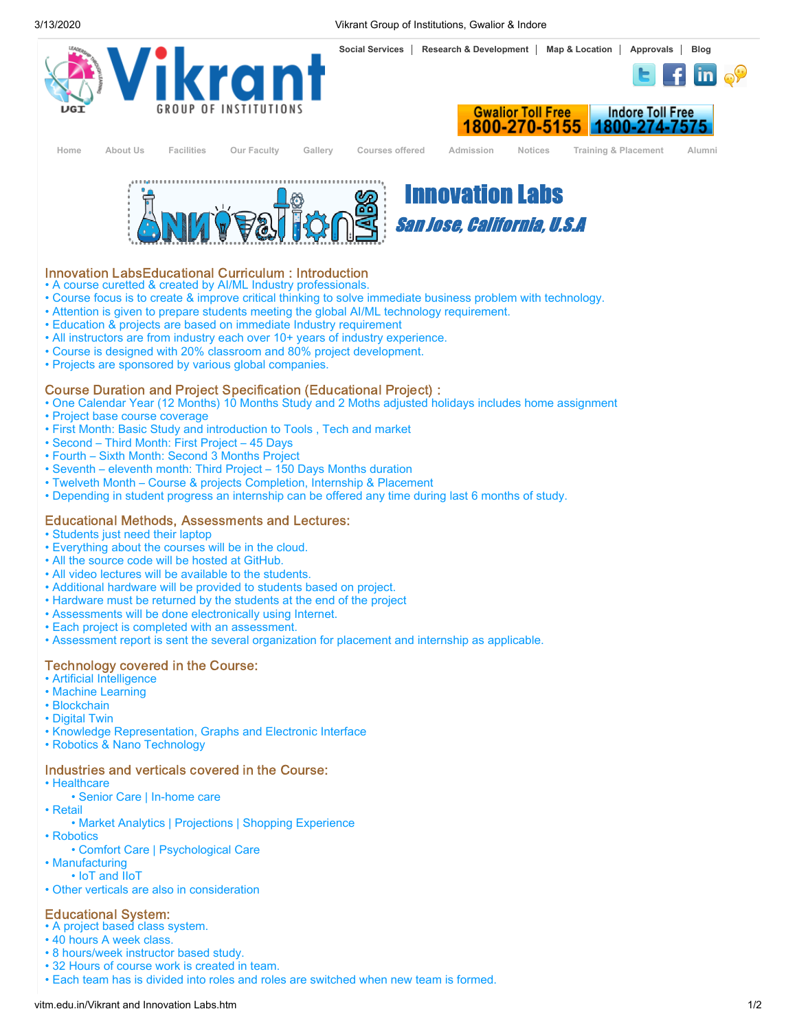Social Services | Research & Development | Map & Location | Approvals | Blog

# Vikrant GROUP OF INSTITUTIONS

Gwalior Toll Free 1800-270-5155 | Indore Toll Free 1800-274-7575

Home | About Us | Facilities | Our Faculty | Gallery | Courses offered | Admission | Notices | Training & Placement | Alumni

# Innovation Labs

## *San Jose, California, U.S.A*

### Innovation LabsEducational Curriculum : Introduction

- A course curetted & created by AI/ML Industry professionals.
- Course focus is to create & improve critical thinking to solve immediate business problem with technology.
- Attention is given to prepare students meeting the global AI/ML technology requirement.
- Education & projects are based on immediate Industry requirement
- All instructors are from industry each over 10+ years of industry experience.
- Course is designed with 20% classroom and 80% project development.
- Projects are sponsored by various global companies.

### Course Duration and Project Specification (Educational Project) :

- One Calendar Year (12 Months) 10 Months Study and 2 Moths adjusted holidays includes home assignment
- Project base course coverage
- First Month: Basic Study and introduction to Tools , Tech and market
- Second – Third Month: First Project – 45 Days
- Fourth – Sixth Month: Second 3 Months Project
- Seventh – eleventh month: Third Project – 150 Days Months duration
- Twelveth Month – Course & projects Completion, Internship & Placement
- Depending in student progress an internship can be offered any time during last 6 months of study.

### Educational Methods, Assessments and Lectures:

- Students just need their laptop
- Everything about the courses will be in the cloud.
- All the source code will be hosted at GitHub.
- All video lectures will be available to the students.
- Additional hardware will be provided to students based on project.
- Hardware must be returned by the students at the end of the project
- Assessments will be done electronically using Internet.
- Each project is completed with an assessment.
- Assessment report is sent the several organization for placement and internship as applicable.

### Technology covered in the Course:

- Artificial Intelligence
- Machine Learning
- Blockchain
- Digital Twin
- Knowledge Representation, Graphs and Electronic Interface
- Robotics & Nano Technology

### Industries and verticals covered in the Course:

- Healthcare
  - Senior Care | In-home care
- Retail
  - Market Analytics | Projections | Shopping Experience
- Robotics
  - Comfort Care | Psychological Care
- Manufacturing
  - IoT and IIoT
- Other verticals are also in consideration

### Educational System:

- A project based class system.
- 40 hours A week class.
- 8 hours/week instructor based study.
- 32 Hours of course work is created in team.
- Each team has is divided into roles and roles are switched when new team is formed.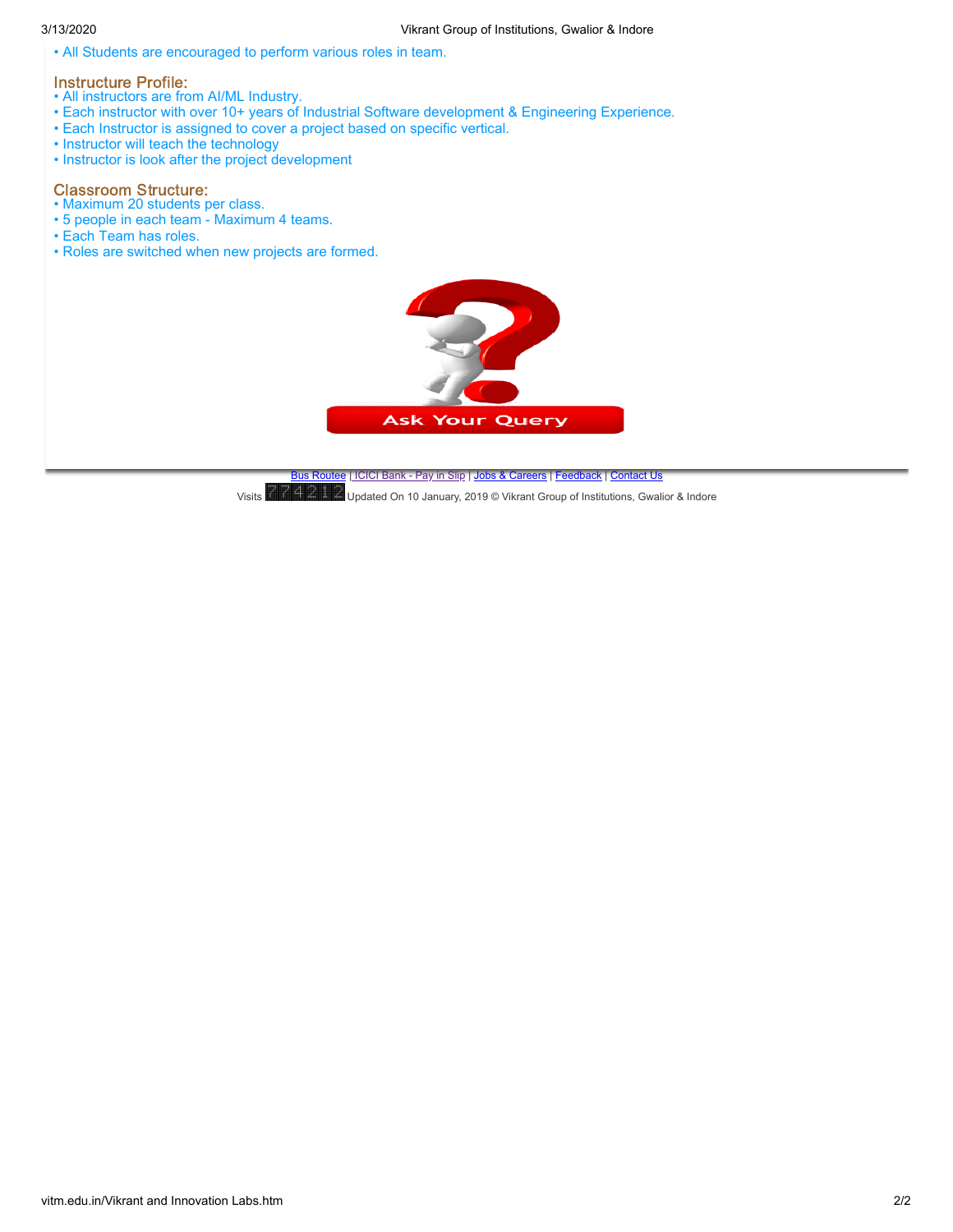- All Students are encouraged to perform various roles in team.

## Instructure Profile:

- All instructors are from AI/ML Industry.
- Each instructor with over 10+ years of Industrial Software development & Engineering Experience.
- Each Instructor is assigned to cover a project based on specific vertical.
- Instructor will teach the technology
- Instructor is look after the project development

## Classroom Structure:

- Maximum 20 students per class.
- 5 people in each team - Maximum 4 teams.
- Each Team has roles.
- Roles are switched when new projects are formed.

Ask Your Query

Bus Routee | ICICI Bank - Pay in Slip | Jobs & Careers | Feedback | Contact Us

Visits 774212 Updated On 10 January, 2019 © Vikrant Group of Institutions, Gwalior & Indore